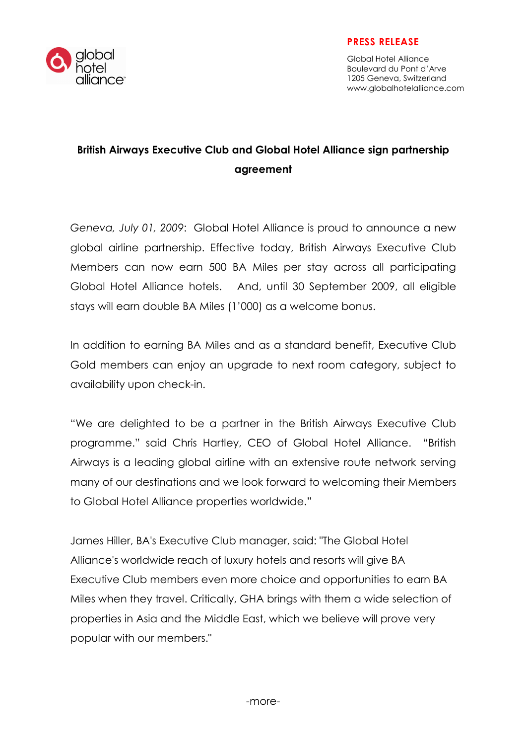**PRESS RELEASE**

Global Hotel Alliance
Boulevard du Pont d'Arve
1205 Geneva, Switzerland
www.globalhotelalliance.com

# British Airways Executive Club and Global Hotel Alliance sign partnership agreement

*Geneva, July 01, 2009*: Global Hotel Alliance is proud to announce a new global airline partnership. Effective today, British Airways Executive Club Members can now earn 500 BA Miles per stay across all participating Global Hotel Alliance hotels. And, until 30 September 2009, all eligible stays will earn double BA Miles (1'000) as a welcome bonus.

In addition to earning BA Miles and as a standard benefit, Executive Club Gold members can enjoy an upgrade to next room category, subject to availability upon check-in.

"We are delighted to be a partner in the British Airways Executive Club programme." said Chris Hartley, CEO of Global Hotel Alliance. "British Airways is a leading global airline with an extensive route network serving many of our destinations and we look forward to welcoming their Members to Global Hotel Alliance properties worldwide."

James Hiller, BA's Executive Club manager, said: "The Global Hotel Alliance's worldwide reach of luxury hotels and resorts will give BA Executive Club members even more choice and opportunities to earn BA Miles when they travel. Critically, GHA brings with them a wide selection of properties in Asia and the Middle East, which we believe will prove very popular with our members."

-more-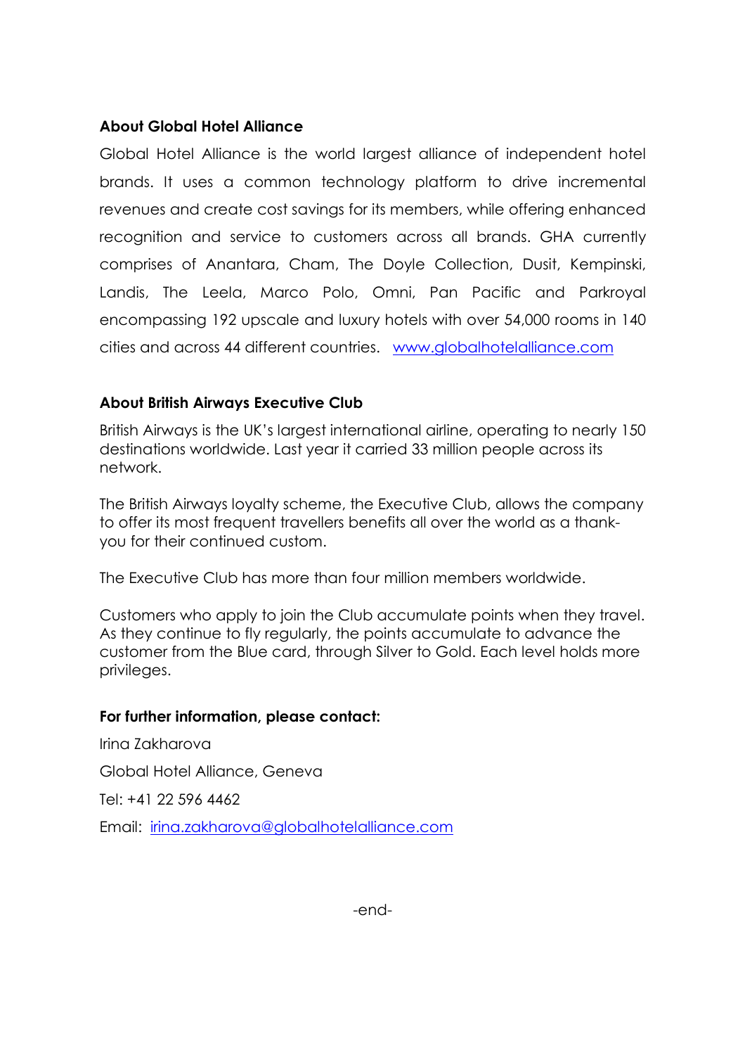**About Global Hotel Alliance**

Global Hotel Alliance is the world largest alliance of independent hotel brands. It uses a common technology platform to drive incremental revenues and create cost savings for its members, while offering enhanced recognition and service to customers across all brands. GHA currently comprises of Anantara, Cham, The Doyle Collection, Dusit, Kempinski, Landis, The Leela, Marco Polo, Omni, Pan Pacific and Parkroyal encompassing 192 upscale and luxury hotels with over 54,000 rooms in 140 cities and across 44 different countries. www.globalhotelalliance.com

**About British Airways Executive Club**

British Airways is the UK's largest international airline, operating to nearly 150 destinations worldwide. Last year it carried 33 million people across its network.

The British Airways loyalty scheme, the Executive Club, allows the company to offer its most frequent travellers benefits all over the world as a thank-you for their continued custom.

The Executive Club has more than four million members worldwide.

Customers who apply to join the Club accumulate points when they travel. As they continue to fly regularly, the points accumulate to advance the customer from the Blue card, through Silver to Gold. Each level holds more privileges.

**For further information, please contact:**

Irina Zakharova

Global Hotel Alliance, Geneva

Tel: +41 22 596 4462

Email: irina.zakharova@globalhotelalliance.com

-end-